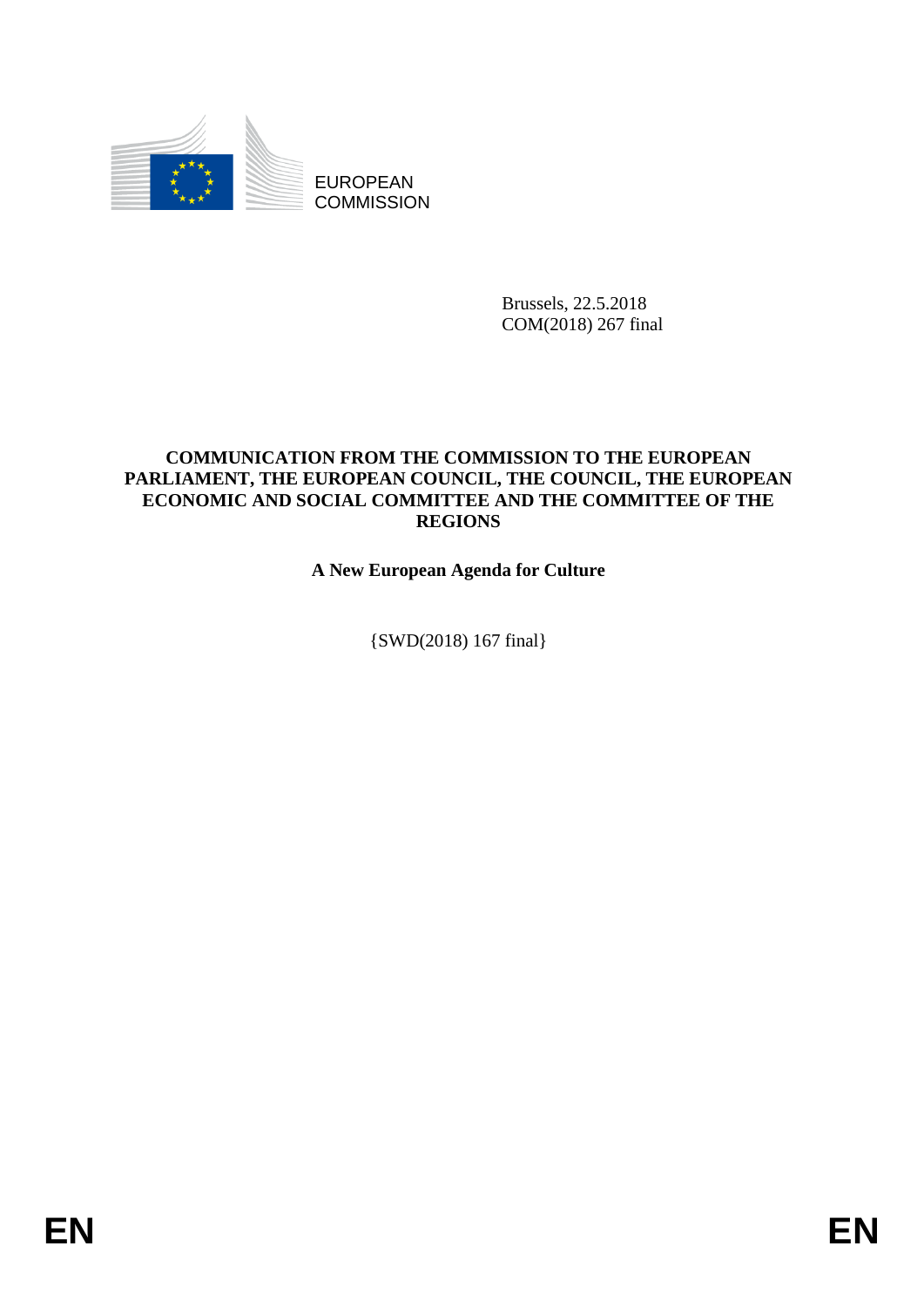EUROPEAN COMMISSION

Brussels, 22.5.2018
COM(2018) 267 final

**COMMUNICATION FROM THE COMMISSION TO THE EUROPEAN PARLIAMENT, THE EUROPEAN COUNCIL, THE COUNCIL, THE EUROPEAN ECONOMIC AND SOCIAL COMMITTEE AND THE COMMITTEE OF THE REGIONS**

**A New European Agenda for Culture**

{SWD(2018) 167 final}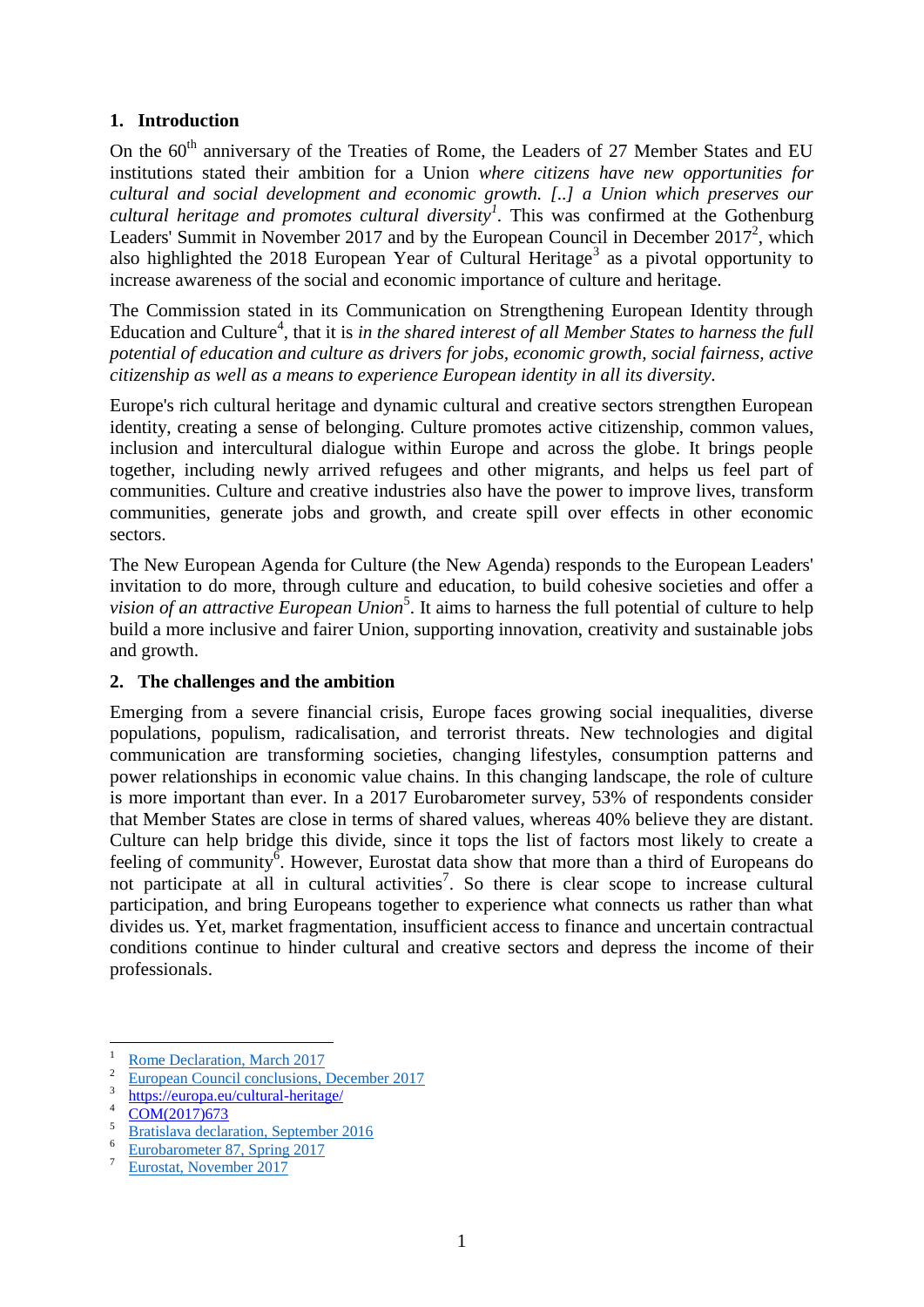## 1. Introduction

On the 60th anniversary of the Treaties of Rome, the Leaders of 27 Member States and EU institutions stated their ambition for a Union *where citizens have new opportunities for cultural and social development and economic growth. [..] a Union which preserves our cultural heritage and promotes cultural diversity*[1]. This was confirmed at the Gothenburg Leaders' Summit in November 2017 and by the European Council in December 2017[2], which also highlighted the 2018 European Year of Cultural Heritage[3] as a pivotal opportunity to increase awareness of the social and economic importance of culture and heritage.

The Commission stated in its Communication on Strengthening European Identity through Education and Culture[4], that it is *in the shared interest of all Member States to harness the full potential of education and culture as drivers for jobs, economic growth, social fairness, active citizenship as well as a means to experience European identity in all its diversity.*

Europe's rich cultural heritage and dynamic cultural and creative sectors strengthen European identity, creating a sense of belonging. Culture promotes active citizenship, common values, inclusion and intercultural dialogue within Europe and across the globe. It brings people together, including newly arrived refugees and other migrants, and helps us feel part of communities. Culture and creative industries also have the power to improve lives, transform communities, generate jobs and growth, and create spill over effects in other economic sectors.

The New European Agenda for Culture (the New Agenda) responds to the European Leaders' invitation to do more, through culture and education, to build cohesive societies and offer a *vision of an attractive European Union*[5]. It aims to harness the full potential of culture to help build a more inclusive and fairer Union, supporting innovation, creativity and sustainable jobs and growth.

## 2. The challenges and the ambition

Emerging from a severe financial crisis, Europe faces growing social inequalities, diverse populations, populism, radicalisation, and terrorist threats. New technologies and digital communication are transforming societies, changing lifestyles, consumption patterns and power relationships in economic value chains. In this changing landscape, the role of culture is more important than ever. In a 2017 Eurobarometer survey, 53% of respondents consider that Member States are close in terms of shared values, whereas 40% believe they are distant. Culture can help bridge this divide, since it tops the list of factors most likely to create a feeling of community[6]. However, Eurostat data show that more than a third of Europeans do not participate at all in cultural activities[7]. So there is clear scope to increase cultural participation, and bring Europeans together to experience what connects us rather than what divides us. Yet, market fragmentation, insufficient access to finance and uncertain contractual conditions continue to hinder cultural and creative sectors and depress the income of their professionals.

---

[1] Rome Declaration, March 2017
[2] European Council conclusions, December 2017
[3] https://europa.eu/cultural-heritage/
[4] COM(2017)673
[5] Bratislava declaration, September 2016
[6] Eurobarometer 87, Spring 2017
[7] Eurostat, November 2017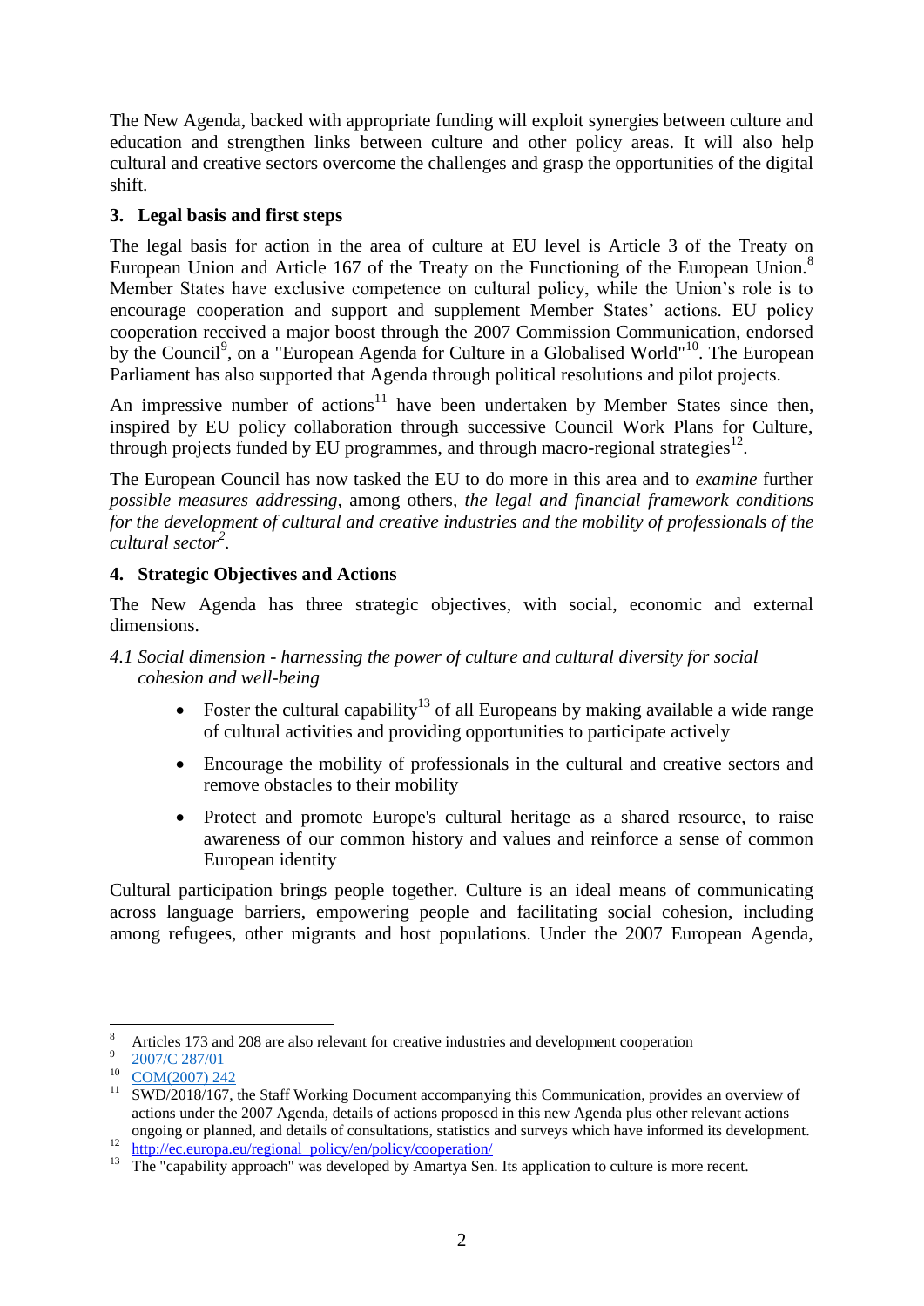The New Agenda, backed with appropriate funding will exploit synergies between culture and education and strengthen links between culture and other policy areas. It will also help cultural and creative sectors overcome the challenges and grasp the opportunities of the digital shift.

## 3. Legal basis and first steps

The legal basis for action in the area of culture at EU level is Article 3 of the Treaty on European Union and Article 167 of the Treaty on the Functioning of the European Union.[8] Member States have exclusive competence on cultural policy, while the Union's role is to encourage cooperation and support and supplement Member States' actions. EU policy cooperation received a major boost through the 2007 Commission Communication, endorsed by the Council[9], on a "European Agenda for Culture in a Globalised World"[10]. The European Parliament has also supported that Agenda through political resolutions and pilot projects.

An impressive number of actions[11] have been undertaken by Member States since then, inspired by EU policy collaboration through successive Council Work Plans for Culture, through projects funded by EU programmes, and through macro-regional strategies[12].

The European Council has now tasked the EU to do more in this area and to *examine* further *possible measures addressing*, among others, *the legal and financial framework conditions for the development of cultural and creative industries and the mobility of professionals of the cultural sector*[2].

## 4. Strategic Objectives and Actions

The New Agenda has three strategic objectives, with social, economic and external dimensions.

### *4.1 Social dimension - harnessing the power of culture and cultural diversity for social cohesion and well-being*

- Foster the cultural capability[13] of all Europeans by making available a wide range of cultural activities and providing opportunities to participate actively
- Encourage the mobility of professionals in the cultural and creative sectors and remove obstacles to their mobility
- Protect and promote Europe's cultural heritage as a shared resource, to raise awareness of our common history and values and reinforce a sense of common European identity

<u>Cultural participation brings people together.</u> Culture is an ideal means of communicating across language barriers, empowering people and facilitating social cohesion, including among refugees, other migrants and host populations. Under the 2007 European Agenda,

---

[8] Articles 173 and 208 are also relevant for creative industries and development cooperation

[9] 2007/C 287/01

[10] COM(2007) 242

[11] SWD/2018/167, the Staff Working Document accompanying this Communication, provides an overview of actions under the 2007 Agenda, details of actions proposed in this new Agenda plus other relevant actions ongoing or planned, and details of consultations, statistics and surveys which have informed its development.

[12] http://ec.europa.eu/regional_policy/en/policy/cooperation/

[13] The "capability approach" was developed by Amartya Sen. Its application to culture is more recent.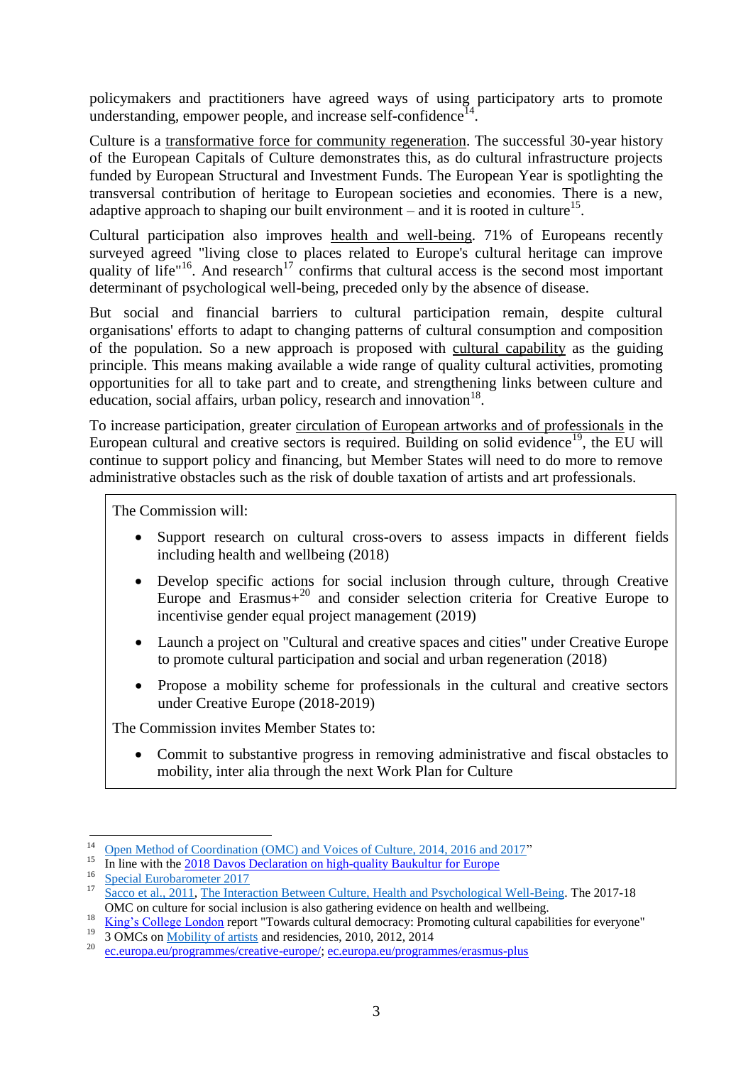policymakers and practitioners have agreed ways of using participatory arts to promote understanding, empower people, and increase self-confidence[14].

Culture is a transformative force for community regeneration. The successful 30-year history of the European Capitals of Culture demonstrates this, as do cultural infrastructure projects funded by European Structural and Investment Funds. The European Year is spotlighting the transversal contribution of heritage to European societies and economies. There is a new, adaptive approach to shaping our built environment – and it is rooted in culture[15].

Cultural participation also improves health and well-being. 71% of Europeans recently surveyed agreed "living close to places related to Europe's cultural heritage can improve quality of life"[16]. And research[17] confirms that cultural access is the second most important determinant of psychological well-being, preceded only by the absence of disease.

But social and financial barriers to cultural participation remain, despite cultural organisations' efforts to adapt to changing patterns of cultural consumption and composition of the population. So a new approach is proposed with cultural capability as the guiding principle. This means making available a wide range of quality cultural activities, promoting opportunities for all to take part and to create, and strengthening links between culture and education, social affairs, urban policy, research and innovation[18].

To increase participation, greater circulation of European artworks and of professionals in the European cultural and creative sectors is required. Building on solid evidence[19], the EU will continue to support policy and financing, but Member States will need to do more to remove administrative obstacles such as the risk of double taxation of artists and art professionals.

> The Commission will:
>
> - Support research on cultural cross-overs to assess impacts in different fields including health and wellbeing (2018)
> - Develop specific actions for social inclusion through culture, through Creative Europe and Erasmus+[20] and consider selection criteria for Creative Europe to incentivise gender equal project management (2019)
> - Launch a project on "Cultural and creative spaces and cities" under Creative Europe to promote cultural participation and social and urban regeneration (2018)
> - Propose a mobility scheme for professionals in the cultural and creative sectors under Creative Europe (2018-2019)
>
> The Commission invites Member States to:
>
> - Commit to substantive progress in removing administrative and fiscal obstacles to mobility, inter alia through the next Work Plan for Culture

---

[14] Open Method of Coordination (OMC) and Voices of Culture, 2014, 2016 and 2017"

[15] In line with the 2018 Davos Declaration on high-quality Baukultur for Europe

[16] Special Eurobarometer 2017

[17] Sacco et al., 2011, The Interaction Between Culture, Health and Psychological Well-Being. The 2017-18 OMC on culture for social inclusion is also gathering evidence on health and wellbeing.

[18] King's College London report "Towards cultural democracy: Promoting cultural capabilities for everyone"

[19] 3 OMCs on Mobility of artists and residencies, 2010, 2012, 2014

[20] ec.europa.eu/programmes/creative-europe/; ec.europa.eu/programmes/erasmus-plus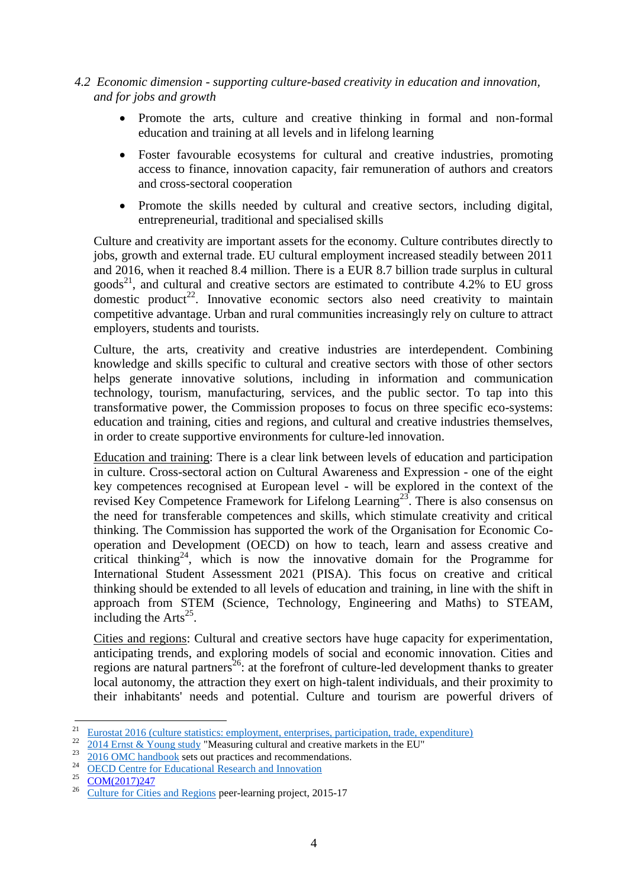### *4.2 Economic dimension - supporting culture-based creativity in education and innovation, and for jobs and growth*

- Promote the arts, culture and creative thinking in formal and non-formal education and training at all levels and in lifelong learning
- Foster favourable ecosystems for cultural and creative industries, promoting access to finance, innovation capacity, fair remuneration of authors and creators and cross-sectoral cooperation
- Promote the skills needed by cultural and creative sectors, including digital, entrepreneurial, traditional and specialised skills

Culture and creativity are important assets for the economy. Culture contributes directly to jobs, growth and external trade. EU cultural employment increased steadily between 2011 and 2016, when it reached 8.4 million. There is a EUR 8.7 billion trade surplus in cultural goods[21], and cultural and creative sectors are estimated to contribute 4.2% to EU gross domestic product[22]. Innovative economic sectors also need creativity to maintain competitive advantage. Urban and rural communities increasingly rely on culture to attract employers, students and tourists.

Culture, the arts, creativity and creative industries are interdependent. Combining knowledge and skills specific to cultural and creative sectors with those of other sectors helps generate innovative solutions, including in information and communication technology, tourism, manufacturing, services, and the public sector. To tap into this transformative power, the Commission proposes to focus on three specific eco-systems: education and training, cities and regions, and cultural and creative industries themselves, in order to create supportive environments for culture-led innovation.

<u>Education and training</u>: There is a clear link between levels of education and participation in culture. Cross-sectoral action on Cultural Awareness and Expression - one of the eight key competences recognised at European level - will be explored in the context of the revised Key Competence Framework for Lifelong Learning[23]. There is also consensus on the need for transferable competences and skills, which stimulate creativity and critical thinking. The Commission has supported the work of the Organisation for Economic Co-operation and Development (OECD) on how to teach, learn and assess creative and critical thinking[24], which is now the innovative domain for the Programme for International Student Assessment 2021 (PISA). This focus on creative and critical thinking should be extended to all levels of education and training, in line with the shift in approach from STEM (Science, Technology, Engineering and Maths) to STEAM, including the Arts[25].

<u>Cities and regions</u>: Cultural and creative sectors have huge capacity for experimentation, anticipating trends, and exploring models of social and economic innovation. Cities and regions are natural partners[26]: at the forefront of culture-led development thanks to greater local autonomy, the attraction they exert on high-talent individuals, and their proximity to their inhabitants' needs and potential. Culture and tourism are powerful drivers of

---

[21] Eurostat 2016 (culture statistics: employment, enterprises, participation, trade, expenditure)

[22] 2014 Ernst & Young study "Measuring cultural and creative markets in the EU"

[23] 2016 OMC handbook sets out practices and recommendations.

[24] OECD Centre for Educational Research and Innovation

[25] COM(2017)247

[26] Culture for Cities and Regions peer-learning project, 2015-17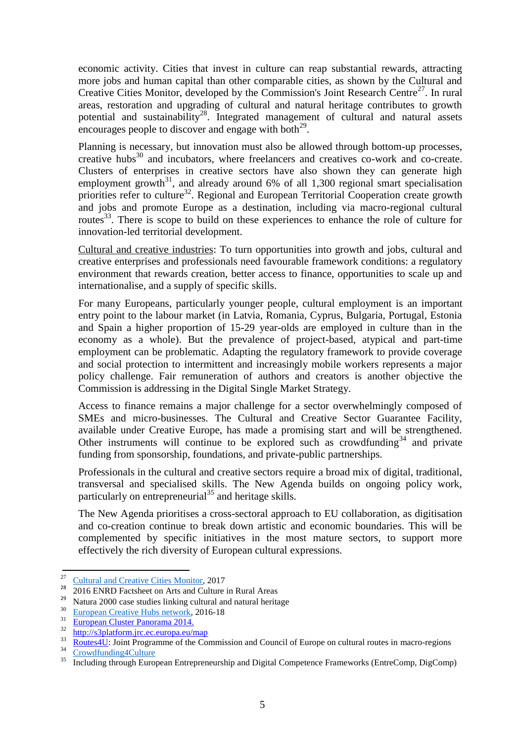economic activity. Cities that invest in culture can reap substantial rewards, attracting more jobs and human capital than other comparable cities, as shown by the Cultural and Creative Cities Monitor, developed by the Commission's Joint Research Centre[27]. In rural areas, restoration and upgrading of cultural and natural heritage contributes to growth potential and sustainability[28]. Integrated management of cultural and natural assets encourages people to discover and engage with both[29].

Planning is necessary, but innovation must also be allowed through bottom-up processes, creative hubs[30] and incubators, where freelancers and creatives co-work and co-create. Clusters of enterprises in creative sectors have also shown they can generate high employment growth[31], and already around 6% of all 1,300 regional smart specialisation priorities refer to culture[32]. Regional and European Territorial Cooperation create growth and jobs and promote Europe as a destination, including via macro-regional cultural routes[33]. There is scope to build on these experiences to enhance the role of culture for innovation-led territorial development.

Cultural and creative industries: To turn opportunities into growth and jobs, cultural and creative enterprises and professionals need favourable framework conditions: a regulatory environment that rewards creation, better access to finance, opportunities to scale up and internationalise, and a supply of specific skills.

For many Europeans, particularly younger people, cultural employment is an important entry point to the labour market (in Latvia, Romania, Cyprus, Bulgaria, Portugal, Estonia and Spain a higher proportion of 15-29 year-olds are employed in culture than in the economy as a whole). But the prevalence of project-based, atypical and part-time employment can be problematic. Adapting the regulatory framework to provide coverage and social protection to intermittent and increasingly mobile workers represents a major policy challenge. Fair remuneration of authors and creators is another objective the Commission is addressing in the Digital Single Market Strategy.

Access to finance remains a major challenge for a sector overwhelmingly composed of SMEs and micro-businesses. The Cultural and Creative Sector Guarantee Facility, available under Creative Europe, has made a promising start and will be strengthened. Other instruments will continue to be explored such as crowdfunding[34] and private funding from sponsorship, foundations, and private-public partnerships.

Professionals in the cultural and creative sectors require a broad mix of digital, traditional, transversal and specialised skills. The New Agenda builds on ongoing policy work, particularly on entrepreneurial[35] and heritage skills.

The New Agenda prioritises a cross-sectoral approach to EU collaboration, as digitisation and co-creation continue to break down artistic and economic boundaries. This will be complemented by specific initiatives in the most mature sectors, to support more effectively the rich diversity of European cultural expressions.

---

[27] Cultural and Creative Cities Monitor, 2017

[28] 2016 ENRD Factsheet on Arts and Culture in Rural Areas

[29] Natura 2000 case studies linking cultural and natural heritage

[30] European Creative Hubs network, 2016-18

[31] European Cluster Panorama 2014.

[32] http://s3platform.jrc.ec.europa.eu/map

[33] Routes4U: Joint Programme of the Commission and Council of Europe on cultural routes in macro-regions

[34] Crowdfunding4Culture

[35] Including through European Entrepreneurship and Digital Competence Frameworks (EntreComp, DigComp)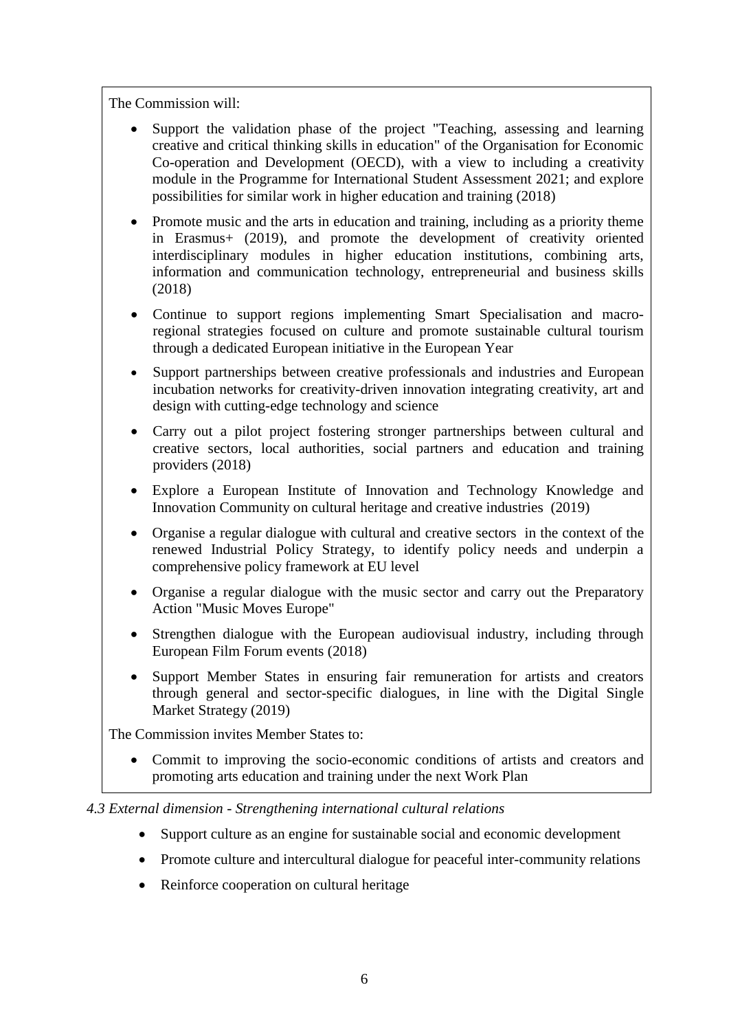The Commission will:

- Support the validation phase of the project "Teaching, assessing and learning creative and critical thinking skills in education" of the Organisation for Economic Co-operation and Development (OECD), with a view to including a creativity module in the Programme for International Student Assessment 2021; and explore possibilities for similar work in higher education and training (2018)
- Promote music and the arts in education and training, including as a priority theme in Erasmus+ (2019), and promote the development of creativity oriented interdisciplinary modules in higher education institutions, combining arts, information and communication technology, entrepreneurial and business skills (2018)
- Continue to support regions implementing Smart Specialisation and macro-regional strategies focused on culture and promote sustainable cultural tourism through a dedicated European initiative in the European Year
- Support partnerships between creative professionals and industries and European incubation networks for creativity-driven innovation integrating creativity, art and design with cutting-edge technology and science
- Carry out a pilot project fostering stronger partnerships between cultural and creative sectors, local authorities, social partners and education and training providers (2018)
- Explore a European Institute of Innovation and Technology Knowledge and Innovation Community on cultural heritage and creative industries (2019)
- Organise a regular dialogue with cultural and creative sectors in the context of the renewed Industrial Policy Strategy, to identify policy needs and underpin a comprehensive policy framework at EU level
- Organise a regular dialogue with the music sector and carry out the Preparatory Action "Music Moves Europe"
- Strengthen dialogue with the European audiovisual industry, including through European Film Forum events (2018)
- Support Member States in ensuring fair remuneration for artists and creators through general and sector-specific dialogues, in line with the Digital Single Market Strategy (2019)

The Commission invites Member States to:

- Commit to improving the socio-economic conditions of artists and creators and promoting arts education and training under the next Work Plan

*4.3 External dimension - Strengthening international cultural relations*

- Support culture as an engine for sustainable social and economic development
- Promote culture and intercultural dialogue for peaceful inter-community relations
- Reinforce cooperation on cultural heritage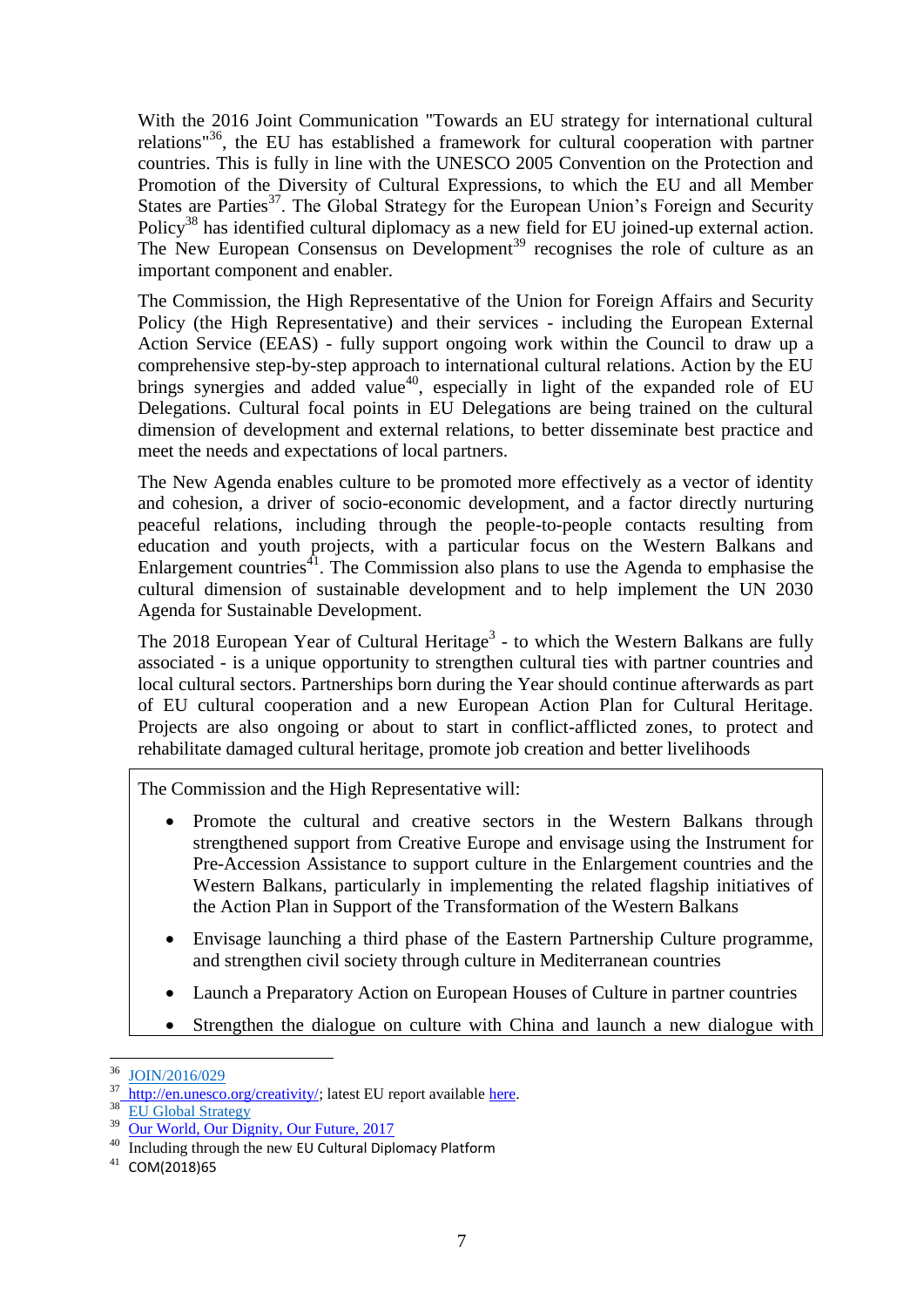With the 2016 Joint Communication "Towards an EU strategy for international cultural relations"[36], the EU has established a framework for cultural cooperation with partner countries. This is fully in line with the UNESCO 2005 Convention on the Protection and Promotion of the Diversity of Cultural Expressions, to which the EU and all Member States are Parties[37]. The Global Strategy for the European Union's Foreign and Security Policy[38] has identified cultural diplomacy as a new field for EU joined-up external action. The New European Consensus on Development[39] recognises the role of culture as an important component and enabler.

The Commission, the High Representative of the Union for Foreign Affairs and Security Policy (the High Representative) and their services - including the European External Action Service (EEAS) - fully support ongoing work within the Council to draw up a comprehensive step-by-step approach to international cultural relations. Action by the EU brings synergies and added value[40], especially in light of the expanded role of EU Delegations. Cultural focal points in EU Delegations are being trained on the cultural dimension of development and external relations, to better disseminate best practice and meet the needs and expectations of local partners.

The New Agenda enables culture to be promoted more effectively as a vector of identity and cohesion, a driver of socio-economic development, and a factor directly nurturing peaceful relations, including through the people-to-people contacts resulting from education and youth projects, with a particular focus on the Western Balkans and Enlargement countries[41]. The Commission also plans to use the Agenda to emphasise the cultural dimension of sustainable development and to help implement the UN 2030 Agenda for Sustainable Development.

The 2018 European Year of Cultural Heritage[3] - to which the Western Balkans are fully associated - is a unique opportunity to strengthen cultural ties with partner countries and local cultural sectors. Partnerships born during the Year should continue afterwards as part of EU cultural cooperation and a new European Action Plan for Cultural Heritage. Projects are also ongoing or about to start in conflict-afflicted zones, to protect and rehabilitate damaged cultural heritage, promote job creation and better livelihoods

The Commission and the High Representative will:

- Promote the cultural and creative sectors in the Western Balkans through strengthened support from Creative Europe and envisage using the Instrument for Pre-Accession Assistance to support culture in the Enlargement countries and the Western Balkans, particularly in implementing the related flagship initiatives of the Action Plan in Support of the Transformation of the Western Balkans
- Envisage launching a third phase of the Eastern Partnership Culture programme, and strengthen civil society through culture in Mediterranean countries
- Launch a Preparatory Action on European Houses of Culture in partner countries
- Strengthen the dialogue on culture with China and launch a new dialogue with

---

[36] JOIN/2016/029

[37] http://en.unesco.org/creativity/; latest EU report available here.

[38] EU Global Strategy

[39] Our World, Our Dignity, Our Future, 2017

[40] Including through the new EU Cultural Diplomacy Platform

[41] COM(2018)65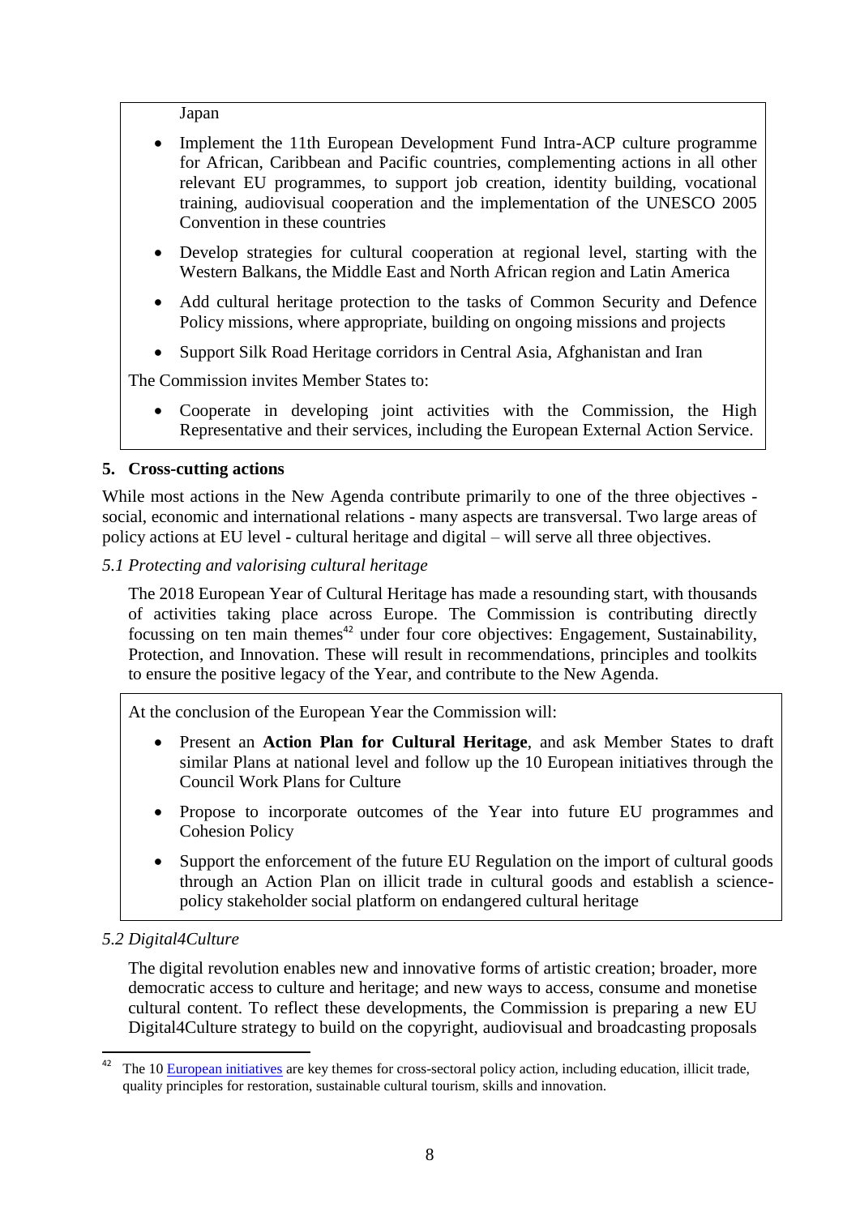Japan

- Implement the 11th European Development Fund Intra-ACP culture programme for African, Caribbean and Pacific countries, complementing actions in all other relevant EU programmes, to support job creation, identity building, vocational training, audiovisual cooperation and the implementation of the UNESCO 2005 Convention in these countries
- Develop strategies for cultural cooperation at regional level, starting with the Western Balkans, the Middle East and North African region and Latin America
- Add cultural heritage protection to the tasks of Common Security and Defence Policy missions, where appropriate, building on ongoing missions and projects
- Support Silk Road Heritage corridors in Central Asia, Afghanistan and Iran

The Commission invites Member States to:

- Cooperate in developing joint activities with the Commission, the High Representative and their services, including the European External Action Service.

## 5. Cross-cutting actions

While most actions in the New Agenda contribute primarily to one of the three objectives - social, economic and international relations - many aspects are transversal. Two large areas of policy actions at EU level - cultural heritage and digital – will serve all three objectives.

### *5.1 Protecting and valorising cultural heritage*

The 2018 European Year of Cultural Heritage has made a resounding start, with thousands of activities taking place across Europe. The Commission is contributing directly focussing on ten main themes[42] under four core objectives: Engagement, Sustainability, Protection, and Innovation. These will result in recommendations, principles and toolkits to ensure the positive legacy of the Year, and contribute to the New Agenda.

At the conclusion of the European Year the Commission will:

- Present an **Action Plan for Cultural Heritage**, and ask Member States to draft similar Plans at national level and follow up the 10 European initiatives through the Council Work Plans for Culture
- Propose to incorporate outcomes of the Year into future EU programmes and Cohesion Policy
- Support the enforcement of the future EU Regulation on the import of cultural goods through an Action Plan on illicit trade in cultural goods and establish a science-policy stakeholder social platform on endangered cultural heritage

### *5.2 Digital4Culture*

The digital revolution enables new and innovative forms of artistic creation; broader, more democratic access to culture and heritage; and new ways to access, consume and monetise cultural content. To reflect these developments, the Commission is preparing a new EU Digital4Culture strategy to build on the copyright, audiovisual and broadcasting proposals

---

[42] The 10 European initiatives are key themes for cross-sectoral policy action, including education, illicit trade, quality principles for restoration, sustainable cultural tourism, skills and innovation.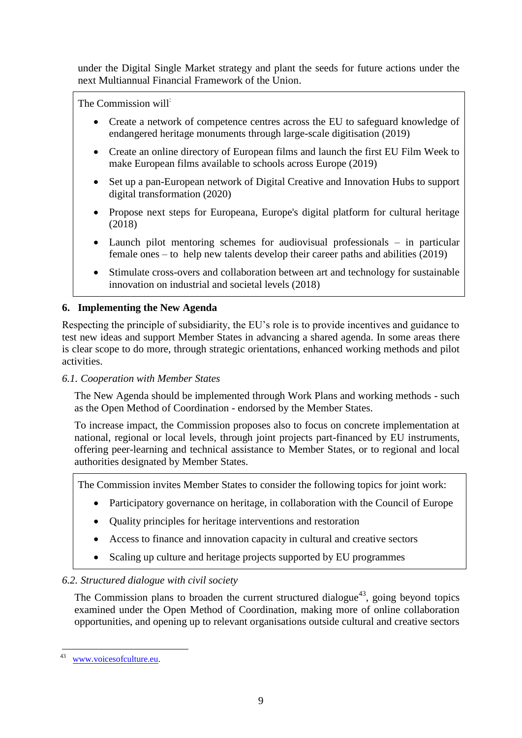under the Digital Single Market strategy and plant the seeds for future actions under the next Multiannual Financial Framework of the Union.

The Commission will:

- Create a network of competence centres across the EU to safeguard knowledge of endangered heritage monuments through large-scale digitisation (2019)
- Create an online directory of European films and launch the first EU Film Week to make European films available to schools across Europe (2019)
- Set up a pan-European network of Digital Creative and Innovation Hubs to support digital transformation (2020)
- Propose next steps for Europeana, Europe's digital platform for cultural heritage (2018)
- Launch pilot mentoring schemes for audiovisual professionals – in particular female ones – to help new talents develop their career paths and abilities (2019)
- Stimulate cross-overs and collaboration between art and technology for sustainable innovation on industrial and societal levels (2018)

## 6. Implementing the New Agenda

Respecting the principle of subsidiarity, the EU's role is to provide incentives and guidance to test new ideas and support Member States in advancing a shared agenda. In some areas there is clear scope to do more, through strategic orientations, enhanced working methods and pilot activities.

### *6.1. Cooperation with Member States*

The New Agenda should be implemented through Work Plans and working methods - such as the Open Method of Coordination - endorsed by the Member States.

To increase impact, the Commission proposes also to focus on concrete implementation at national, regional or local levels, through joint projects part-financed by EU instruments, offering peer-learning and technical assistance to Member States, or to regional and local authorities designated by Member States.

The Commission invites Member States to consider the following topics for joint work:

- Participatory governance on heritage, in collaboration with the Council of Europe
- Quality principles for heritage interventions and restoration
- Access to finance and innovation capacity in cultural and creative sectors
- Scaling up culture and heritage projects supported by EU programmes

### *6.2. Structured dialogue with civil society*

The Commission plans to broaden the current structured dialogue[43], going beyond topics examined under the Open Method of Coordination, making more of online collaboration opportunities, and opening up to relevant organisations outside cultural and creative sectors

---

[43] www.voicesofculture.eu.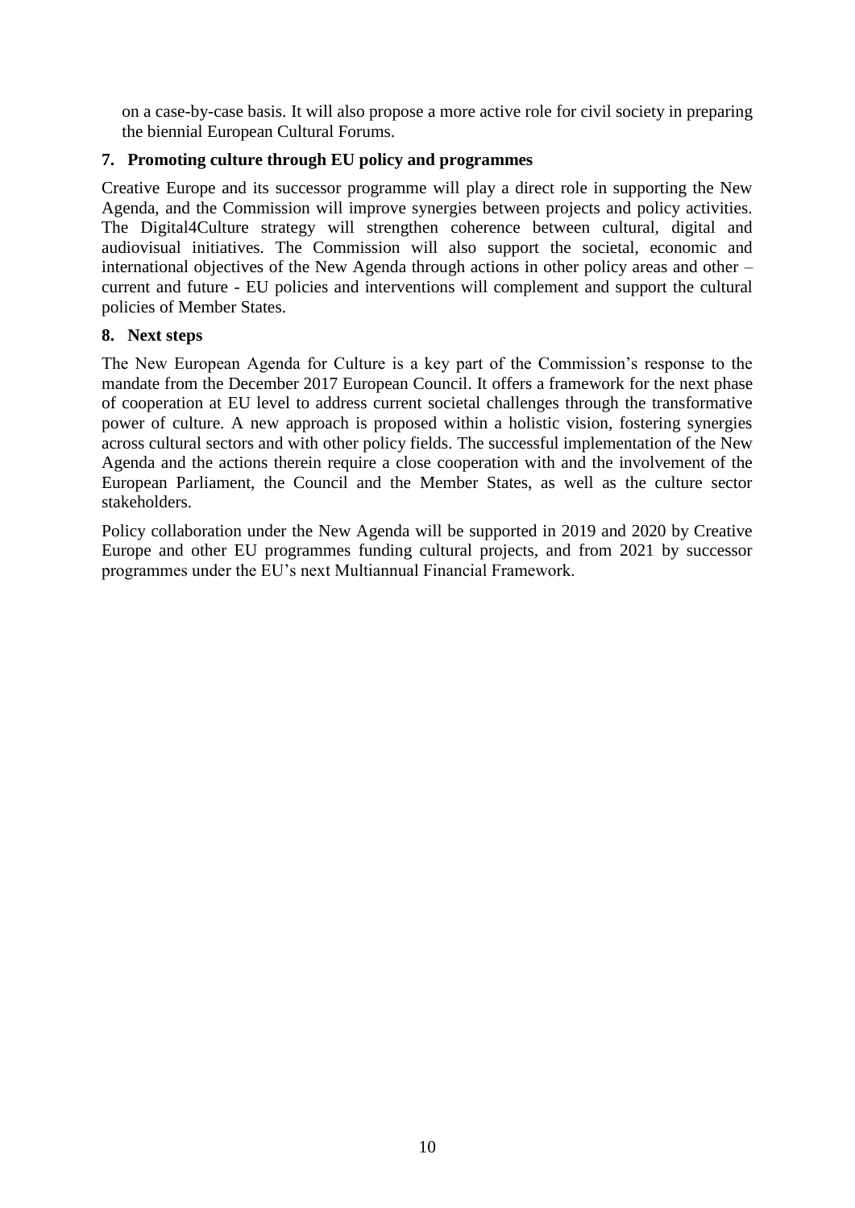on a case-by-case basis. It will also propose a more active role for civil society in preparing the biennial European Cultural Forums.

## 7. Promoting culture through EU policy and programmes

Creative Europe and its successor programme will play a direct role in supporting the New Agenda, and the Commission will improve synergies between projects and policy activities. The Digital4Culture strategy will strengthen coherence between cultural, digital and audiovisual initiatives. The Commission will also support the societal, economic and international objectives of the New Agenda through actions in other policy areas and other – current and future - EU policies and interventions will complement and support the cultural policies of Member States.

## 8. Next steps

The New European Agenda for Culture is a key part of the Commission's response to the mandate from the December 2017 European Council. It offers a framework for the next phase of cooperation at EU level to address current societal challenges through the transformative power of culture. A new approach is proposed within a holistic vision, fostering synergies across cultural sectors and with other policy fields. The successful implementation of the New Agenda and the actions therein require a close cooperation with and the involvement of the European Parliament, the Council and the Member States, as well as the culture sector stakeholders.

Policy collaboration under the New Agenda will be supported in 2019 and 2020 by Creative Europe and other EU programmes funding cultural projects, and from 2021 by successor programmes under the EU's next Multiannual Financial Framework.